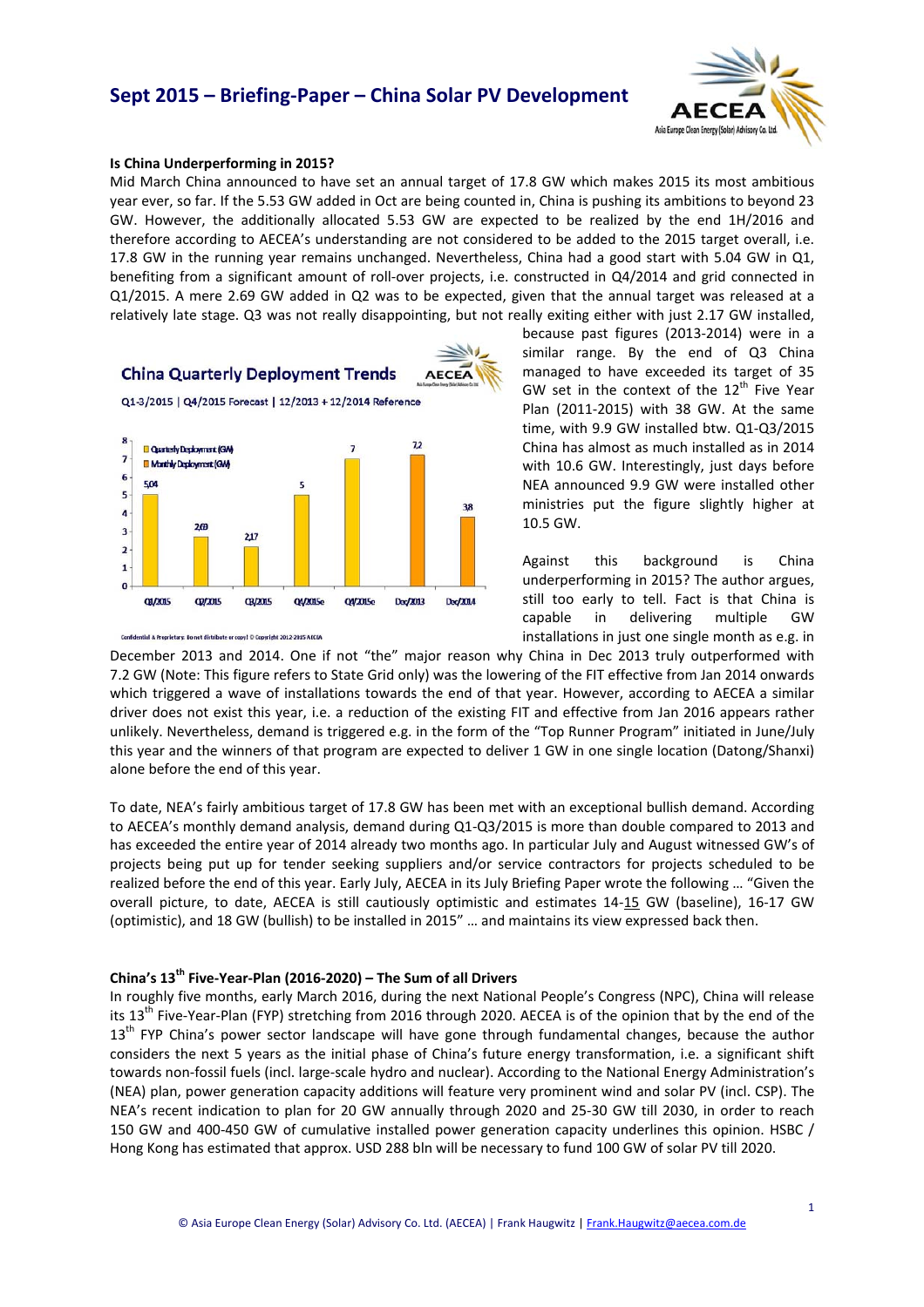# Sept 2015 – Briefing-Paper – China Solar PV Development

**Is China Underperforming in 2015?**

Mid March China announced to have set an annual target of 17.8 GW which makes 2015 its most ambitious year ever, so far. If the 5.53 GW added in Oct are being counted in, China is pushing its ambitions to beyond 23 GW. However, the additionally allocated 5.53 GW are expected to be realized by the end 1H/2016 and therefore according to AECEA's understanding are not considered to be added to the 2015 target overall, i.e. 17.8 GW in the running year remains unchanged. Nevertheless, China had a good start with 5.04 GW in Q1, benefiting from a significant amount of roll-over projects, i.e. constructed in Q4/2014 and grid connected in Q1/2015. A mere 2.69 GW added in Q2 was to be expected, given that the annual target was released at a relatively late stage. Q3 was not really disappointing, but not really exiting either with just 2.17 GW installed, because past figures (2013-2014) were in a similar range. By the end of Q3 China managed to have exceeded its target of 35 GW set in the context of the 12th Five Year Plan (2011-2015) with 38 GW. At the same time, with 9.9 GW installed btw. Q1-Q3/2015 China has almost as much installed as in 2014 with 10.6 GW. Interestingly, just days before NEA announced 9.9 GW were installed other ministries put the figure slightly higher at 10.5 GW.

**China Quarterly Deployment Trends**

Q1-3/2015 | Q4/2015 Forecast | 12/2013 + 12/2014 Reference

| Period | Quarterly Deployment (GW) | Monthly Deployment (GW) |
|---|---|---|
| Q1/2015 | 5.04 | |
| Q2/2015 | 2.69 | |
| Q3/2015 | 2.17 | |
| Q4/2015e | 5 | |
| Q4/2015e | 7 | |
| Dec/2013 | | 7.2 |
| Dec/2014 | | 3.8 |

Confidential & Proprietary: Do not distribute or copy! © Copyright 2012-2015 AECEA

Against this background is China underperforming in 2015? The author argues, still too early to tell. Fact is that China is capable in delivering multiple GW installations in just one single month as e.g. in December 2013 and 2014. One if not "the" major reason why China in Dec 2013 truly outperformed with 7.2 GW (Note: This figure refers to State Grid only) was the lowering of the FIT effective from Jan 2014 onwards which triggered a wave of installations towards the end of that year. However, according to AECEA a similar driver does not exist this year, i.e. a reduction of the existing FIT and effective from Jan 2016 appears rather unlikely. Nevertheless, demand is triggered e.g. in the form of the "Top Runner Program" initiated in June/July this year and the winners of that program are expected to deliver 1 GW in one single location (Datong/Shanxi) alone before the end of this year.

To date, NEA's fairly ambitious target of 17.8 GW has been met with an exceptional bullish demand. According to AECEA's monthly demand analysis, demand during Q1-Q3/2015 is more than double compared to 2013 and has exceeded the entire year of 2014 already two months ago. In particular July and August witnessed GW's of projects being put up for tender seeking suppliers and/or service contractors for projects scheduled to be realized before the end of this year. Early July, AECEA in its July Briefing Paper wrote the following … "Given the overall picture, to date, AECEA is still cautiously optimistic and estimates 14-15 GW (baseline), 16-17 GW (optimistic), and 18 GW (bullish) to be installed in 2015" … and maintains its view expressed back then.

**China's 13th Five-Year-Plan (2016-2020) – The Sum of all Drivers**

In roughly five months, early March 2016, during the next National People's Congress (NPC), China will release its 13th Five-Year-Plan (FYP) stretching from 2016 through 2020. AECEA is of the opinion that by the end of the 13th FYP China's power sector landscape will have gone through fundamental changes, because the author considers the next 5 years as the initial phase of China's future energy transformation, i.e. a significant shift towards non-fossil fuels (incl. large-scale hydro and nuclear). According to the National Energy Administration's (NEA) plan, power generation capacity additions will feature very prominent wind and solar PV (incl. CSP). The NEA's recent indication to plan for 20 GW annually through 2020 and 25-30 GW till 2030, in order to reach 150 GW and 400-450 GW of cumulative installed power generation capacity underlines this opinion. HSBC / Hong Kong has estimated that approx. USD 288 bln will be necessary to fund 100 GW of solar PV till 2020.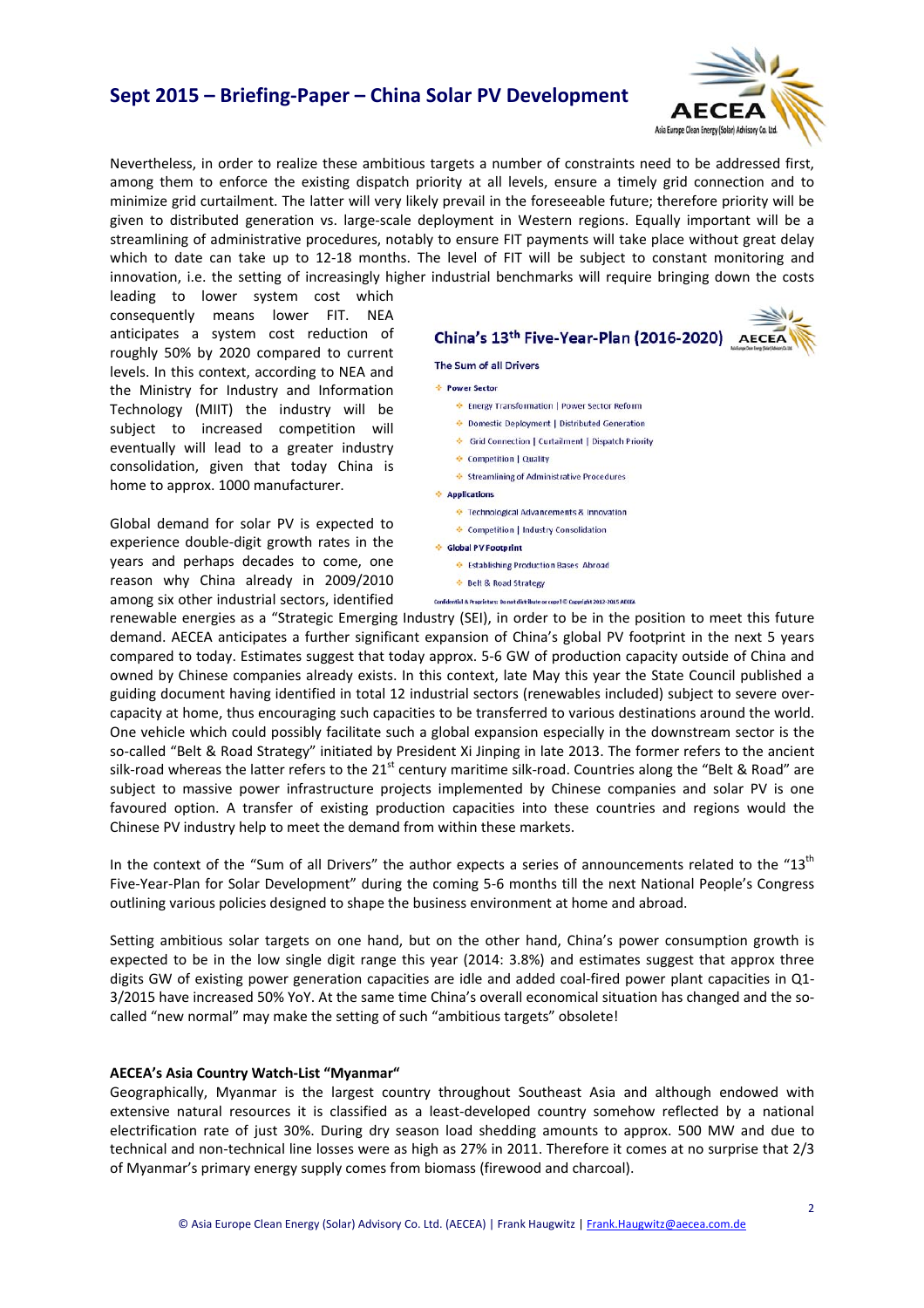Nevertheless, in order to realize these ambitious targets a number of constraints need to be addressed first, among them to enforce the existing dispatch priority at all levels, ensure a timely grid connection and to minimize grid curtailment. The latter will very likely prevail in the foreseeable future; therefore priority will be given to distributed generation vs. large-scale deployment in Western regions. Equally important will be a streamlining of administrative procedures, notably to ensure FIT payments will take place without great delay which to date can take up to 12-18 months. The level of FIT will be subject to constant monitoring and innovation, i.e. the setting of increasingly higher industrial benchmarks will require bringing down the costs leading to lower system cost which consequently means lower FIT. NEA anticipates a system cost reduction of roughly 50% by 2020 compared to current levels. In this context, according to NEA and the Ministry for Industry and Information Technology (MIIT) the industry will be subject to increased competition will eventually will lead to a greater industry consolidation, given that today China is home to approx. 1000 manufacturer.

**China's 13th Five-Year-Plan (2016-2020)**

**The Sum of all Drivers**

- **Power Sector**
  - Energy Transformation | Power Sector Reform
  - Domestic Deployment | Distributed Generation
  - Grid Connection | Curtailment | Dispatch Priority
  - Competition | Quality
  - Streamlining of Administrative Procedures
- **Applications**
  - Technological Advancements & Innovation
  - Competition | Industry Consolidation
- **Global PV Footprint**
  - Establishing Production Bases Abroad
  - Belt & Road Strategy

Confidential & Proprietary: Do not distribute or copy | © Copyright 2012-2015 AECEA

Global demand for solar PV is expected to experience double-digit growth rates in the years and perhaps decades to come, one reason why China already in 2009/2010 among six other industrial sectors, identified renewable energies as a "Strategic Emerging Industry (SEI), in order to be in the position to meet this future demand. AECEA anticipates a further significant expansion of China's global PV footprint in the next 5 years compared to today. Estimates suggest that today approx. 5-6 GW of production capacity outside of China and owned by Chinese companies already exists. In this context, late May this year the State Council published a guiding document having identified in total 12 industrial sectors (renewables included) subject to severe over-capacity at home, thus encouraging such capacities to be transferred to various destinations around the world. One vehicle which could possibly facilitate such a global expansion especially in the downstream sector is the so-called "Belt & Road Strategy" initiated by President Xi Jinping in late 2013. The former refers to the ancient silk-road whereas the latter refers to the 21st century maritime silk-road. Countries along the "Belt & Road" are subject to massive power infrastructure projects implemented by Chinese companies and solar PV is one favoured option. A transfer of existing production capacities into these countries and regions would the Chinese PV industry help to meet the demand from within these markets.

In the context of the "Sum of all Drivers" the author expects a series of announcements related to the "13th Five-Year-Plan for Solar Development" during the coming 5-6 months till the next National People's Congress outlining various policies designed to shape the business environment at home and abroad.

Setting ambitious solar targets on one hand, but on the other hand, China's power consumption growth is expected to be in the low single digit range this year (2014: 3.8%) and estimates suggest that approx three digits GW of existing power generation capacities are idle and added coal-fired power plant capacities in Q1-3/2015 have increased 50% YoY. At the same time China's overall economical situation has changed and the so-called "new normal" may make the setting of such "ambitious targets" obsolete!

**AECEA's Asia Country Watch-List "Myanmar"**

Geographically, Myanmar is the largest country throughout Southeast Asia and although endowed with extensive natural resources it is classified as a least-developed country somehow reflected by a national electrification rate of just 30%. During dry season load shedding amounts to approx. 500 MW and due to technical and non-technical line losses were as high as 27% in 2011. Therefore it comes at no surprise that 2/3 of Myanmar's primary energy supply comes from biomass (firewood and charcoal).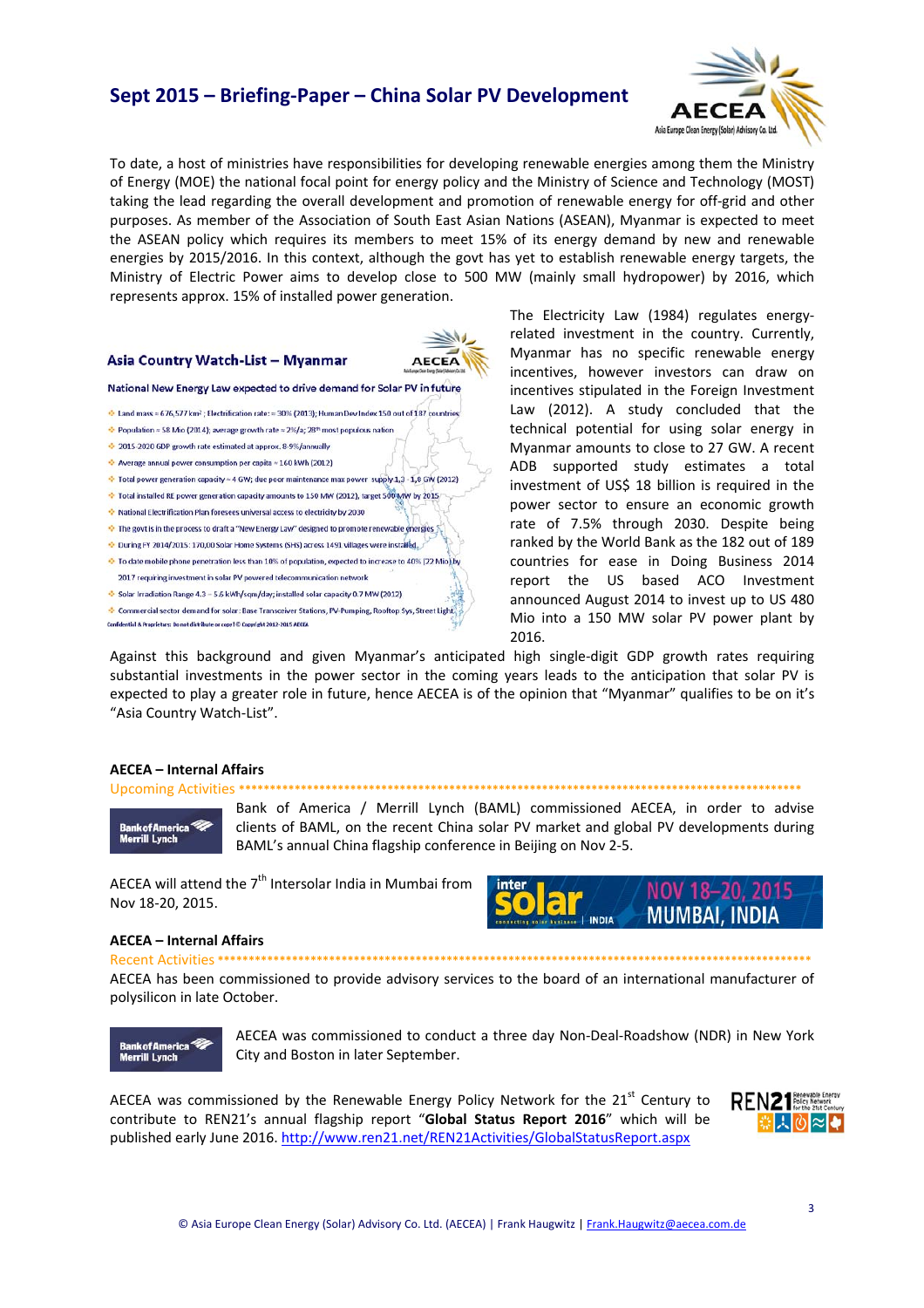To date, a host of ministries have responsibilities for developing renewable energies among them the Ministry of Energy (MOE) the national focal point for energy policy and the Ministry of Science and Technology (MOST) taking the lead regarding the overall development and promotion of renewable energy for off-grid and other purposes. As member of the Association of South East Asian Nations (ASEAN), Myanmar is expected to meet the ASEAN policy which requires its members to meet 15% of its energy demand by new and renewable energies by 2015/2016. In this context, although the govt has yet to establish renewable energy targets, the Ministry of Electric Power aims to develop close to 500 MW (mainly small hydropower) by 2016, which represents approx. 15% of installed power generation.

**Asia Country Watch-List – Myanmar**

**National New Energy Law expected to drive demand for Solar PV in future**

- Land mass ≈ 676,577 km²; Electrification rate: ≈ 30% (2013); Human Dev Index 150 out of 187 countries
- Population ≈ 58 Mio (2014); average growth rate ≈ 2%/a; 28th most populous nation
- 2015-2020 GDP growth rate estimated at approx. 8-9%/annually
- Average annual power consumption per capita ≈ 160 kWh (2012)
- Total power generation capacity ≈ 4 GW; due poor maintenance max power supply 1,3 – 1,8 GW (2012)
- Total installed RE power generation capacity amounts to 150 MW (2012), target 500 MW by 2015
- National Electrification Plan foresees universal access to electricity by 2030
- The govt is in the process to draft a "New Energy Law" designed to promote renewable energies
- During FY 2014/2015: 170,00 Solar Home Systems (SHS) across 1491 villages were installed
- To date mobile phone penetration less than 10% of population, expected to increase to 40% (22 Mio) by 2017 requiring investment in solar PV powered telecommunication network
- Solar Irradiation Range 4.3 – 5.6 kWh/sqm/day; installed solar capacity 0.7 MW (2012)
- Commercial sector demand for solar: Base Transceiver Stations, PV-Pumping, Rooftop Sys, Street Light

Confidential & Proprietary: Do not distribute or copy! © Copyright 2012-2015 AECEA

The Electricity Law (1984) regulates energy-related investment in the country. Currently, Myanmar has no specific renewable energy incentives, however investors can draw on incentives stipulated in the Foreign Investment Law (2012). A study concluded that the technical potential for using solar energy in Myanmar amounts to close to 27 GW. A recent ADB supported study estimates a total investment of US$ 18 billion is required in the power sector to ensure an economic growth rate of 7.5% through 2030. Despite being ranked by the World Bank as the 182 out of 189 countries for ease in Doing Business 2014 report the US based ACO Investment announced August 2014 to invest up to US 480 Mio into a 150 MW solar PV power plant by 2016.

Against this background and given Myanmar's anticipated high single-digit GDP growth rates requiring substantial investments in the power sector in the coming years leads to the anticipation that solar PV is expected to play a greater role in future, hence AECEA is of the opinion that "Myanmar" qualifies to be on it's "Asia Country Watch-List".

## AECEA – Internal Affairs

Upcoming Activities ******************************************************************************************

Bank of America / Merrill Lynch (BAML) commissioned AECEA, in order to advise clients of BAML, on the recent China solar PV market and global PV developments during BAML's annual China flagship conference in Beijing on Nov 2-5.

AECEA will attend the 7th Intersolar India in Mumbai from Nov 18-20, 2015.

## AECEA – Internal Affairs

Recent Activities ******************************************************************************************

AECEA has been commissioned to provide advisory services to the board of an international manufacturer of polysilicon in late October.

AECEA was commissioned to conduct a three day Non-Deal-Roadshow (NDR) in New York City and Boston in later September.

AECEA was commissioned by the Renewable Energy Policy Network for the 21st Century to contribute to REN21's annual flagship report "**Global Status Report 2016**" which will be published early June 2016. http://www.ren21.net/REN21Activities/GlobalStatusReport.aspx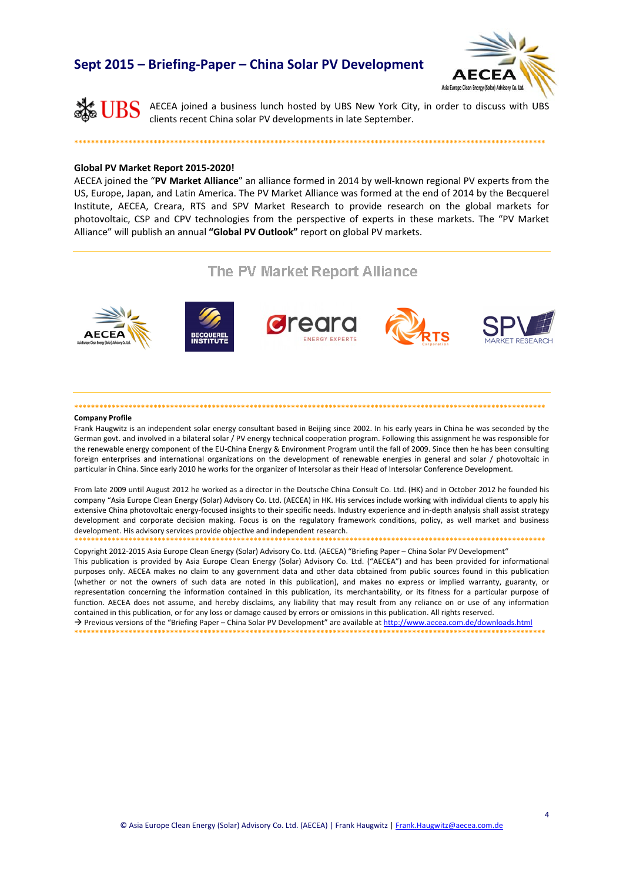AECEA joined a business lunch hosted by UBS New York City, in order to discuss with UBS clients recent China solar PV developments in late September.

**************************************************************************************************************

**Global PV Market Report 2015-2020!**

AECEA joined the "**PV Market Alliance**" an alliance formed in 2014 by well-known regional PV experts from the US, Europe, Japan, and Latin America. The PV Market Alliance was formed at the end of 2014 by the Becquerel Institute, AECEA, Creara, RTS and SPV Market Research to provide research on the global markets for photovoltaic, CSP and CPV technologies from the perspective of experts in these markets. The "PV Market Alliance" will publish an annual **"Global PV Outlook"** report on global PV markets.

The PV Market Report Alliance

AECEA — BECQUEREL INSTITUTE — Creara ENERGY EXPERTS — RTS Corporation — SPV MARKET RESEARCH

**************************************************************************************************************

**Company Profile**

Frank Haugwitz is an independent solar energy consultant based in Beijing since 2002. In his early years in China he was seconded by the German govt. and involved in a bilateral solar / PV energy technical cooperation program. Following this assignment he was responsible for the renewable energy component of the EU-China Energy & Environment Program until the fall of 2009. Since then he has been consulting foreign enterprises and international organizations on the development of renewable energies in general and solar / photovoltaic in particular in China. Since early 2010 he works for the organizer of Intersolar as their Head of Intersolar Conference Development.

From late 2009 until August 2012 he worked as a director in the Deutsche China Consult Co. Ltd. (HK) and in October 2012 he founded his company "Asia Europe Clean Energy (Solar) Advisory Co. Ltd. (AECEA) in HK. His services include working with individual clients to apply his extensive China photovoltaic energy-focused insights to their specific needs. Industry experience and in-depth analysis shall assist strategy development and corporate decision making. Focus is on the regulatory framework conditions, policy, as well market and business development. His advisory services provide objective and independent research.

**************************************************************************************************************

Copyright 2012-2015 Asia Europe Clean Energy (Solar) Advisory Co. Ltd. (AECEA) "Briefing Paper – China Solar PV Development"
This publication is provided by Asia Europe Clean Energy (Solar) Advisory Co. Ltd. ("AECEA") and has been provided for informational purposes only. AECEA makes no claim to any government data and other data obtained from public sources found in this publication (whether or not the owners of such data are noted in this publication), and makes no express or implied warranty, guaranty, or representation concerning the information contained in this publication, its merchantability, or its fitness for a particular purpose of function. AECEA does not assume, and hereby disclaims, any liability that may result from any reliance on or use of any information contained in this publication, or for any loss or damage caused by errors or omissions in this publication. All rights reserved.

→ Previous versions of the "Briefing Paper – China Solar PV Development" are available at http://www.aecea.com.de/downloads.html

**************************************************************************************************************